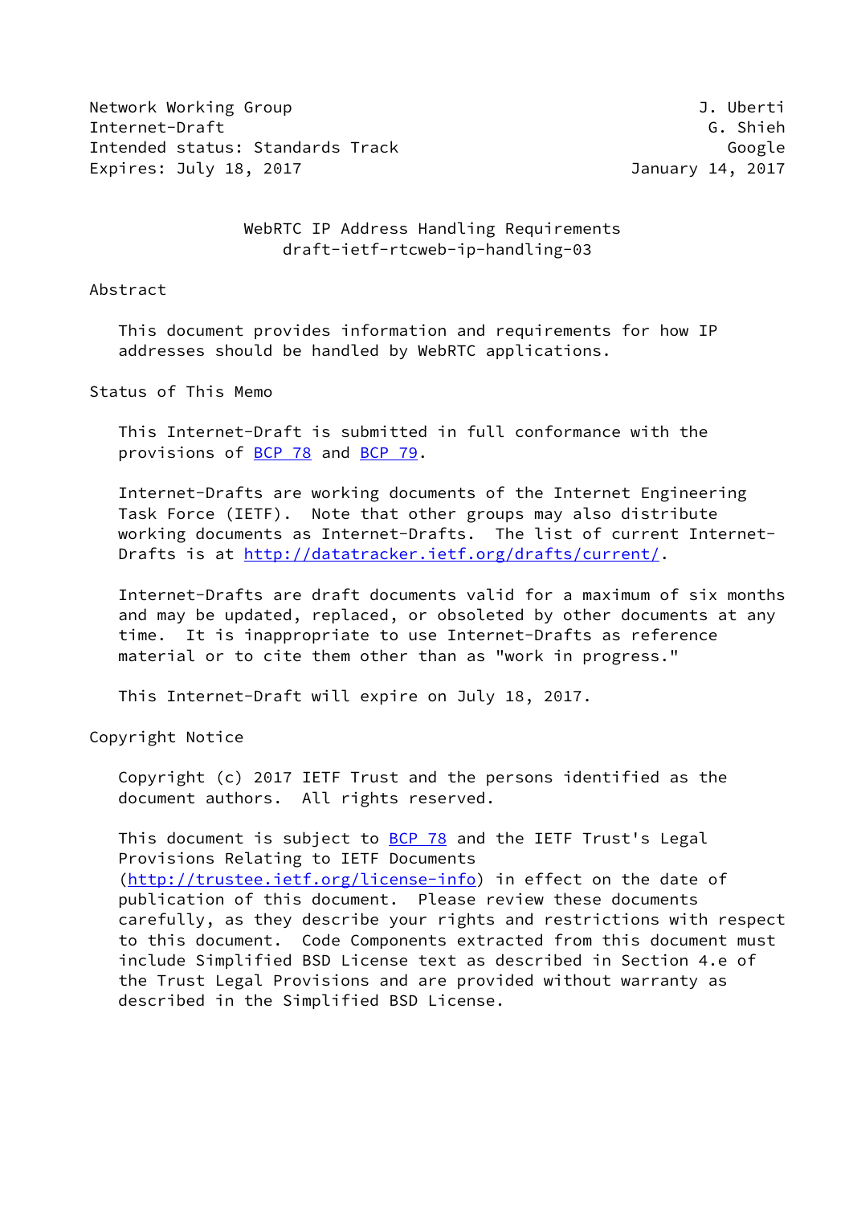Network Working Group J. Uberti
Internet-Draft G. Shieh
Intended status: Standards Track Google
Expires: July 18, 2017 January 14, 2017

# WebRTC IP Address Handling Requirements
draft-ietf-rtcweb-ip-handling-03

## Abstract

This document provides information and requirements for how IP addresses should be handled by WebRTC applications.

## Status of This Memo

This Internet-Draft is submitted in full conformance with the provisions of BCP 78 and BCP 79.

Internet-Drafts are working documents of the Internet Engineering Task Force (IETF). Note that other groups may also distribute working documents as Internet-Drafts. The list of current Internet-Drafts is at http://datatracker.ietf.org/drafts/current/.

Internet-Drafts are draft documents valid for a maximum of six months and may be updated, replaced, or obsoleted by other documents at any time. It is inappropriate to use Internet-Drafts as reference material or to cite them other than as "work in progress."

This Internet-Draft will expire on July 18, 2017.

## Copyright Notice

Copyright (c) 2017 IETF Trust and the persons identified as the document authors. All rights reserved.

This document is subject to BCP 78 and the IETF Trust's Legal Provisions Relating to IETF Documents (http://trustee.ietf.org/license-info) in effect on the date of publication of this document. Please review these documents carefully, as they describe your rights and restrictions with respect to this document. Code Components extracted from this document must include Simplified BSD License text as described in Section 4.e of the Trust Legal Provisions and are provided without warranty as described in the Simplified BSD License.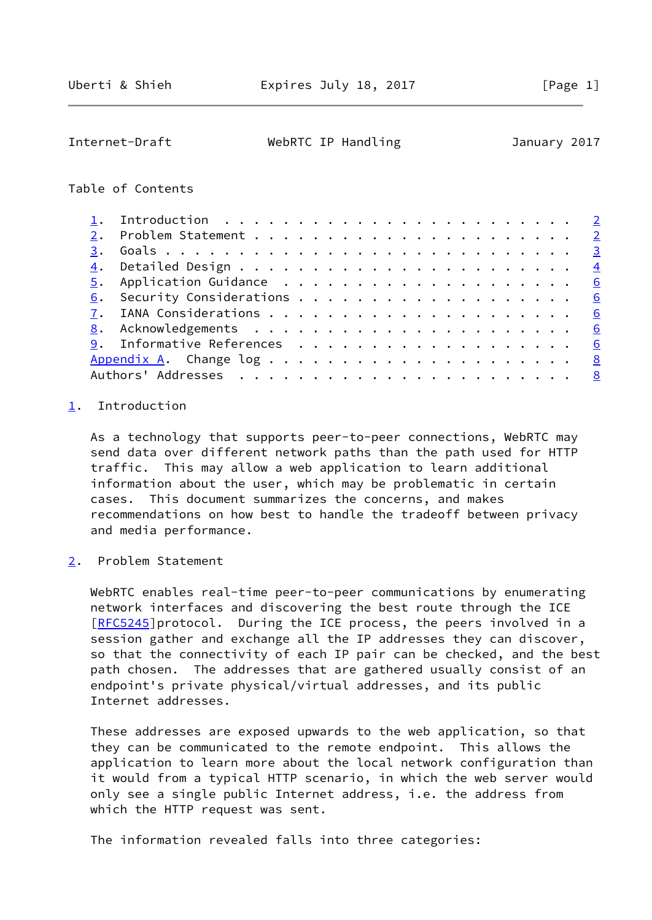Table of Contents

1. Introduction . . . . . . . . . . . . . . . . . . . . . . . . 2
2. Problem Statement . . . . . . . . . . . . . . . . . . . . . . 2
3. Goals . . . . . . . . . . . . . . . . . . . . . . . . . . . . 3
4. Detailed Design . . . . . . . . . . . . . . . . . . . . . . . 4
5. Application Guidance . . . . . . . . . . . . . . . . . . . . 6
6. Security Considerations . . . . . . . . . . . . . . . . . . . 6
7. IANA Considerations . . . . . . . . . . . . . . . . . . . . . 6
8. Acknowledgements . . . . . . . . . . . . . . . . . . . . . . 6
9. Informative References . . . . . . . . . . . . . . . . . . . 6
Appendix A. Change log . . . . . . . . . . . . . . . . . . . . . 8
Authors' Addresses . . . . . . . . . . . . . . . . . . . . . . . 8

## 1. Introduction

As a technology that supports peer-to-peer connections, WebRTC may send data over different network paths than the path used for HTTP traffic. This may allow a web application to learn additional information about the user, which may be problematic in certain cases. This document summarizes the concerns, and makes recommendations on how best to handle the tradeoff between privacy and media performance.

## 2. Problem Statement

WebRTC enables real-time peer-to-peer communications by enumerating network interfaces and discovering the best route through the ICE [RFC5245]protocol. During the ICE process, the peers involved in a session gather and exchange all the IP addresses they can discover, so that the connectivity of each IP pair can be checked, and the best path chosen. The addresses that are gathered usually consist of an endpoint's private physical/virtual addresses, and its public Internet addresses.

These addresses are exposed upwards to the web application, so that they can be communicated to the remote endpoint. This allows the application to learn more about the local network configuration than it would from a typical HTTP scenario, in which the web server would only see a single public Internet address, i.e. the address from which the HTTP request was sent.

The information revealed falls into three categories: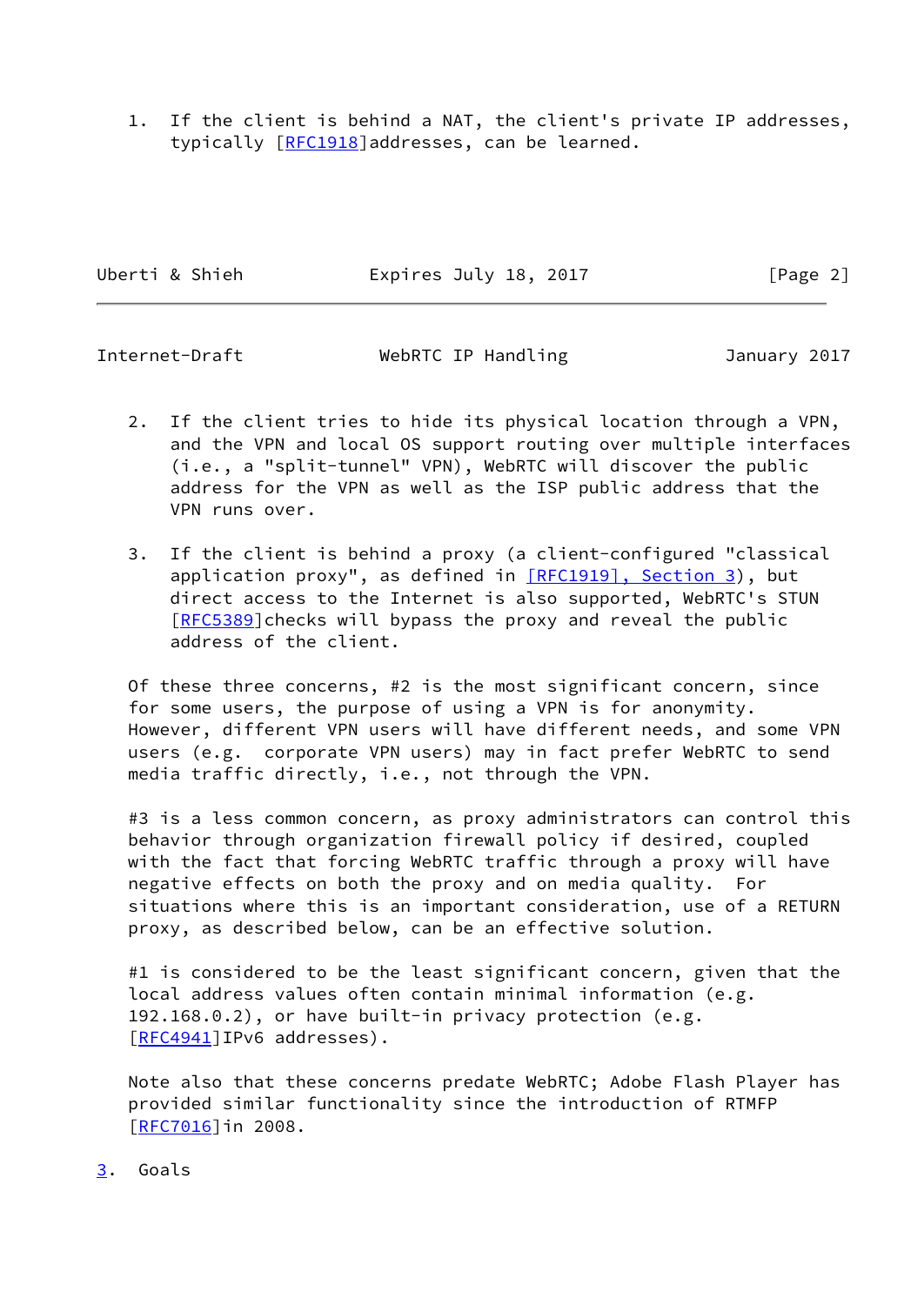1. If the client is behind a NAT, the client's private IP addresses, typically [RFC1918]addresses, can be learned.

2. If the client tries to hide its physical location through a VPN, and the VPN and local OS support routing over multiple interfaces (i.e., a "split-tunnel" VPN), WebRTC will discover the public address for the VPN as well as the ISP public address that the VPN runs over.

3. If the client is behind a proxy (a client-configured "classical application proxy", as defined in [RFC1919], Section 3), but direct access to the Internet is also supported, WebRTC's STUN [RFC5389]checks will bypass the proxy and reveal the public address of the client.

Of these three concerns, #2 is the most significant concern, since for some users, the purpose of using a VPN is for anonymity. However, different VPN users will have different needs, and some VPN users (e.g. corporate VPN users) may in fact prefer WebRTC to send media traffic directly, i.e., not through the VPN.

#3 is a less common concern, as proxy administrators can control this behavior through organization firewall policy if desired, coupled with the fact that forcing WebRTC traffic through a proxy will have negative effects on both the proxy and on media quality. For situations where this is an important consideration, use of a RETURN proxy, as described below, can be an effective solution.

#1 is considered to be the least significant concern, given that the local address values often contain minimal information (e.g. 192.168.0.2), or have built-in privacy protection (e.g. [RFC4941]IPv6 addresses).

Note also that these concerns predate WebRTC; Adobe Flash Player has provided similar functionality since the introduction of RTMFP [RFC7016]in 2008.

## 3. Goals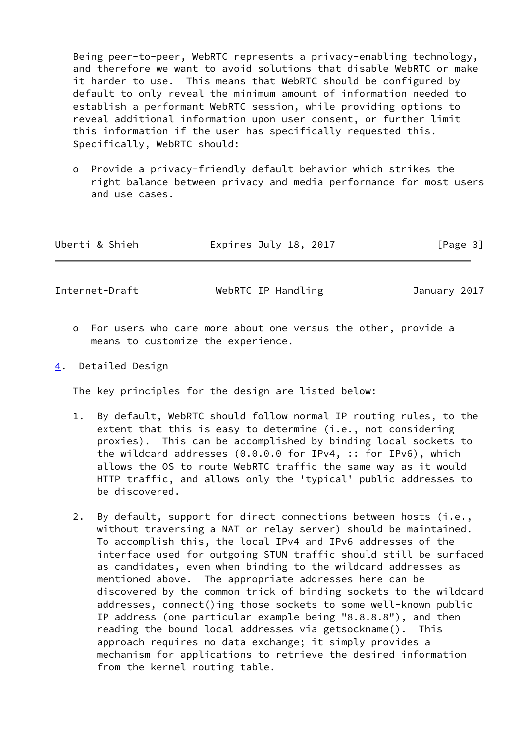Being peer-to-peer, WebRTC represents a privacy-enabling technology, and therefore we want to avoid solutions that disable WebRTC or make it harder to use. This means that WebRTC should be configured by default to only reveal the minimum amount of information needed to establish a performant WebRTC session, while providing options to reveal additional information upon user consent, or further limit this information if the user has specifically requested this. Specifically, WebRTC should:

- Provide a privacy-friendly default behavior which strikes the right balance between privacy and media performance for most users and use cases.
- For users who care more about one versus the other, provide a means to customize the experience.

## 4. Detailed Design

The key principles for the design are listed below:

1. By default, WebRTC should follow normal IP routing rules, to the extent that this is easy to determine (i.e., not considering proxies). This can be accomplished by binding local sockets to the wildcard addresses (0.0.0.0 for IPv4, :: for IPv6), which allows the OS to route WebRTC traffic the same way as it would HTTP traffic, and allows only the 'typical' public addresses to be discovered.

2. By default, support for direct connections between hosts (i.e., without traversing a NAT or relay server) should be maintained. To accomplish this, the local IPv4 and IPv6 addresses of the interface used for outgoing STUN traffic should still be surfaced as candidates, even when binding to the wildcard addresses as mentioned above. The appropriate addresses here can be discovered by the common trick of binding sockets to the wildcard addresses, connect()ing those sockets to some well-known public IP address (one particular example being "8.8.8.8"), and then reading the bound local addresses via getsockname(). This approach requires no data exchange; it simply provides a mechanism for applications to retrieve the desired information from the kernel routing table.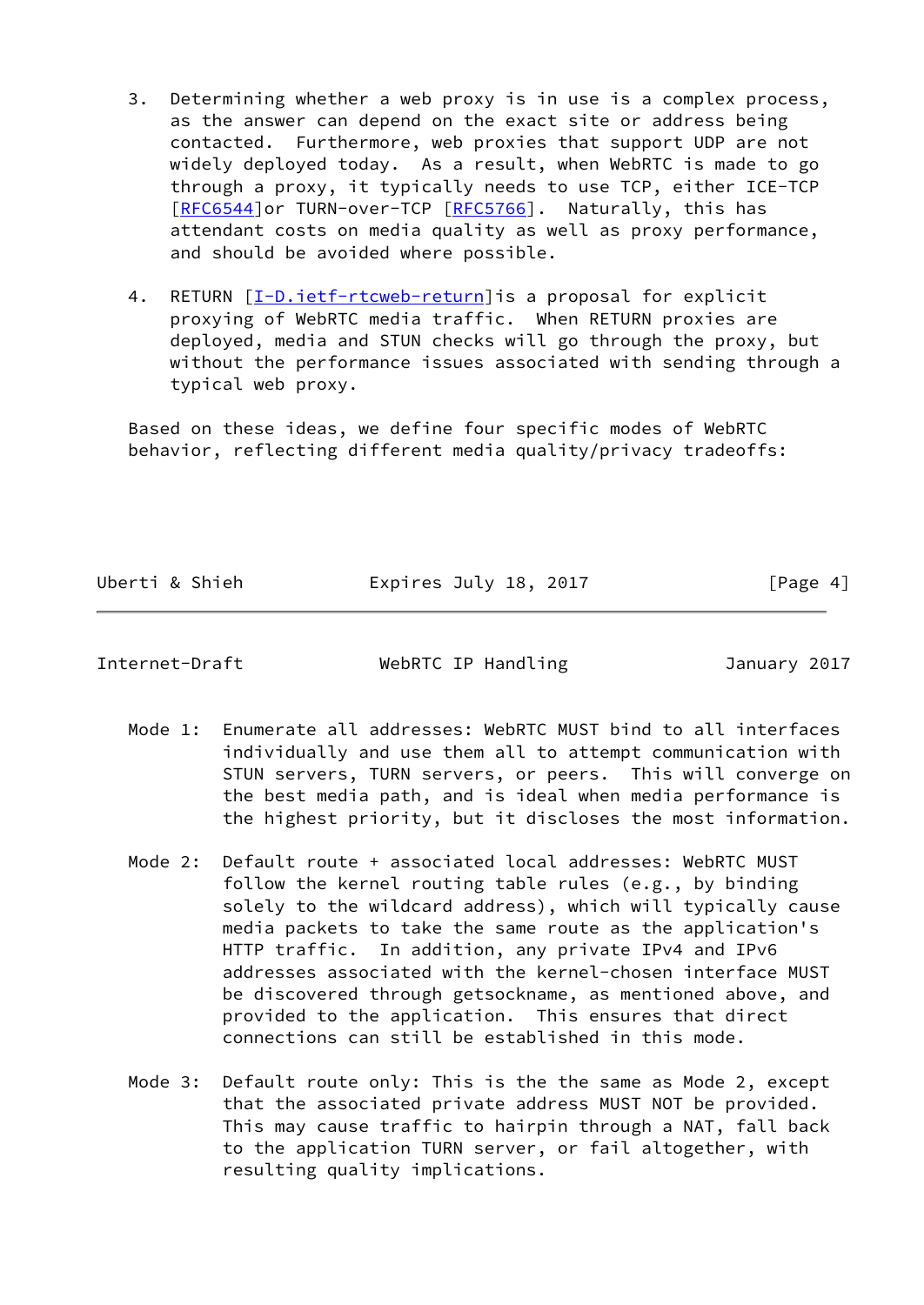3. Determining whether a web proxy is in use is a complex process, as the answer can depend on the exact site or address being contacted. Furthermore, web proxies that support UDP are not widely deployed today. As a result, when WebRTC is made to go through a proxy, it typically needs to use TCP, either ICE-TCP [RFC6544]or TURN-over-TCP [RFC5766]. Naturally, this has attendant costs on media quality as well as proxy performance, and should be avoided where possible.

4. RETURN [I-D.ietf-rtcweb-return]is a proposal for explicit proxying of WebRTC media traffic. When RETURN proxies are deployed, media and STUN checks will go through the proxy, but without the performance issues associated with sending through a typical web proxy.

Based on these ideas, we define four specific modes of WebRTC behavior, reflecting different media quality/privacy tradeoffs:

Mode 1: Enumerate all addresses: WebRTC MUST bind to all interfaces individually and use them all to attempt communication with STUN servers, TURN servers, or peers. This will converge on the best media path, and is ideal when media performance is the highest priority, but it discloses the most information.

Mode 2: Default route + associated local addresses: WebRTC MUST follow the kernel routing table rules (e.g., by binding solely to the wildcard address), which will typically cause media packets to take the same route as the application's HTTP traffic. In addition, any private IPv4 and IPv6 addresses associated with the kernel-chosen interface MUST be discovered through getsockname, as mentioned above, and provided to the application. This ensures that direct connections can still be established in this mode.

Mode 3: Default route only: This is the the same as Mode 2, except that the associated private address MUST NOT be provided. This may cause traffic to hairpin through a NAT, fall back to the application TURN server, or fail altogether, with resulting quality implications.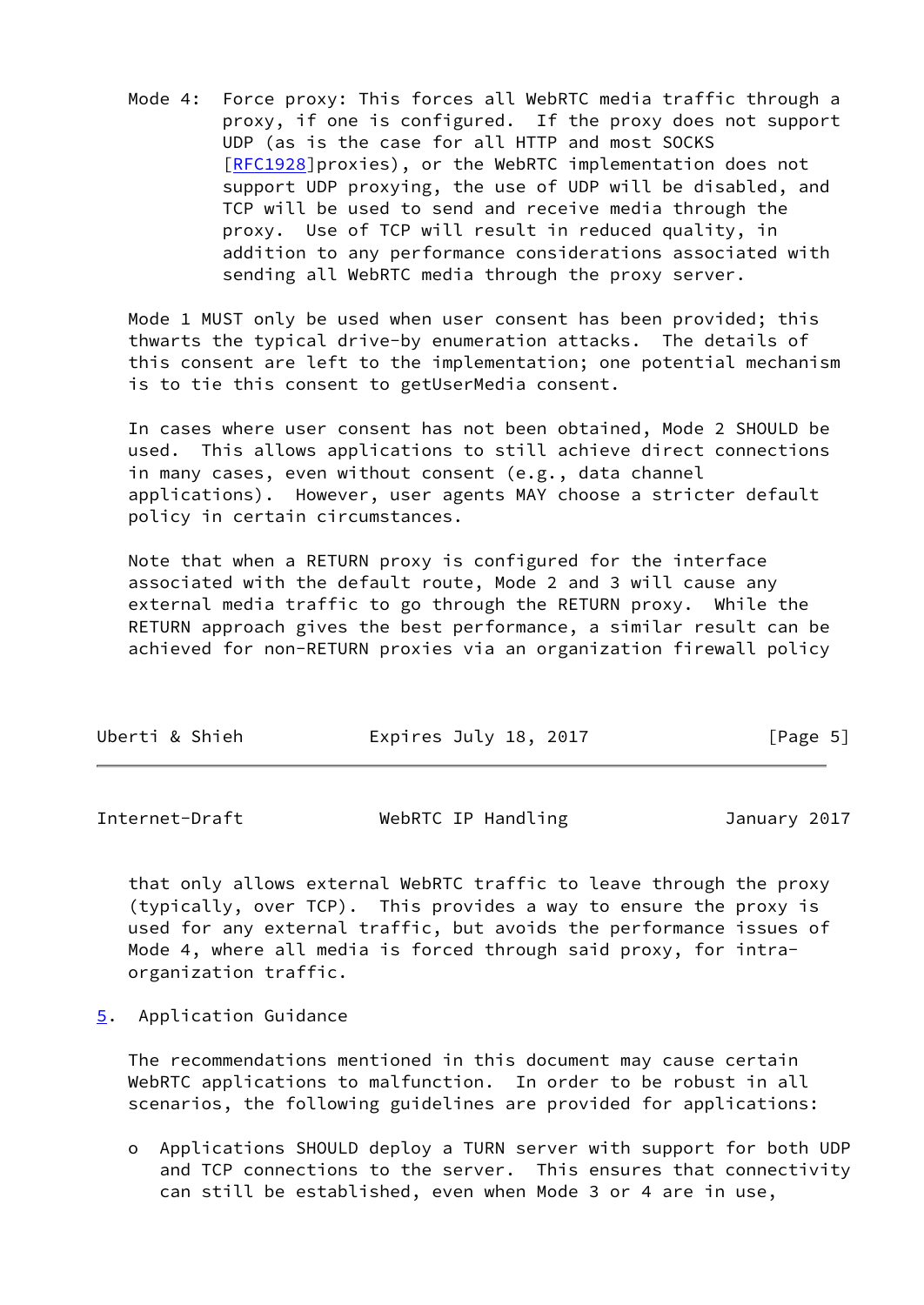Mode 4: Force proxy: This forces all WebRTC media traffic through a proxy, if one is configured. If the proxy does not support UDP (as is the case for all HTTP and most SOCKS [RFC1928]proxies), or the WebRTC implementation does not support UDP proxying, the use of UDP will be disabled, and TCP will be used to send and receive media through the proxy. Use of TCP will result in reduced quality, in addition to any performance considerations associated with sending all WebRTC media through the proxy server.

Mode 1 MUST only be used when user consent has been provided; this thwarts the typical drive-by enumeration attacks. The details of this consent are left to the implementation; one potential mechanism is to tie this consent to getUserMedia consent.

In cases where user consent has not been obtained, Mode 2 SHOULD be used. This allows applications to still achieve direct connections in many cases, even without consent (e.g., data channel applications). However, user agents MAY choose a stricter default policy in certain circumstances.

Note that when a RETURN proxy is configured for the interface associated with the default route, Mode 2 and 3 will cause any external media traffic to go through the RETURN proxy. While the RETURN approach gives the best performance, a similar result can be achieved for non-RETURN proxies via an organization firewall policy that only allows external WebRTC traffic to leave through the proxy (typically, over TCP). This provides a way to ensure the proxy is used for any external traffic, but avoids the performance issues of Mode 4, where all media is forced through said proxy, for intra-organization traffic.

## 5. Application Guidance

The recommendations mentioned in this document may cause certain WebRTC applications to malfunction. In order to be robust in all scenarios, the following guidelines are provided for applications:

- Applications SHOULD deploy a TURN server with support for both UDP and TCP connections to the server. This ensures that connectivity can still be established, even when Mode 3 or 4 are in use,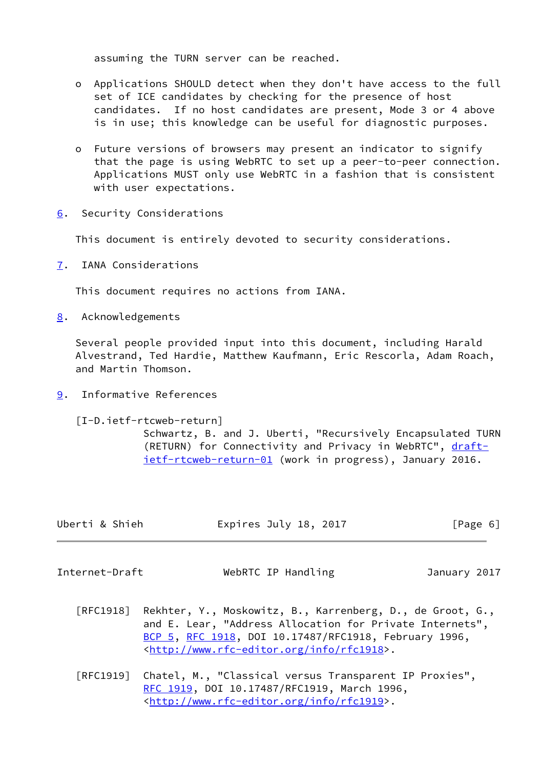assuming the TURN server can be reached.

- Applications SHOULD detect when they don't have access to the full set of ICE candidates by checking for the presence of host candidates. If no host candidates are present, Mode 3 or 4 above is in use; this knowledge can be useful for diagnostic purposes.

- Future versions of browsers may present an indicator to signify that the page is using WebRTC to set up a peer-to-peer connection. Applications MUST only use WebRTC in a fashion that is consistent with user expectations.

## 6. Security Considerations

This document is entirely devoted to security considerations.

## 7. IANA Considerations

This document requires no actions from IANA.

## 8. Acknowledgements

Several people provided input into this document, including Harald Alvestrand, Ted Hardie, Matthew Kaufmann, Eric Rescorla, Adam Roach, and Martin Thomson.

## 9. Informative References

[I-D.ietf-rtcweb-return]
Schwartz, B. and J. Uberti, "Recursively Encapsulated TURN (RETURN) for Connectivity and Privacy in WebRTC", draft-ietf-rtcweb-return-01 (work in progress), January 2016.

[RFC1918] Rekhter, Y., Moskowitz, B., Karrenberg, D., de Groot, G., and E. Lear, "Address Allocation for Private Internets", BCP 5, RFC 1918, DOI 10.17487/RFC1918, February 1996, <http://www.rfc-editor.org/info/rfc1918>.

[RFC1919] Chatel, M., "Classical versus Transparent IP Proxies", RFC 1919, DOI 10.17487/RFC1919, March 1996, <http://www.rfc-editor.org/info/rfc1919>.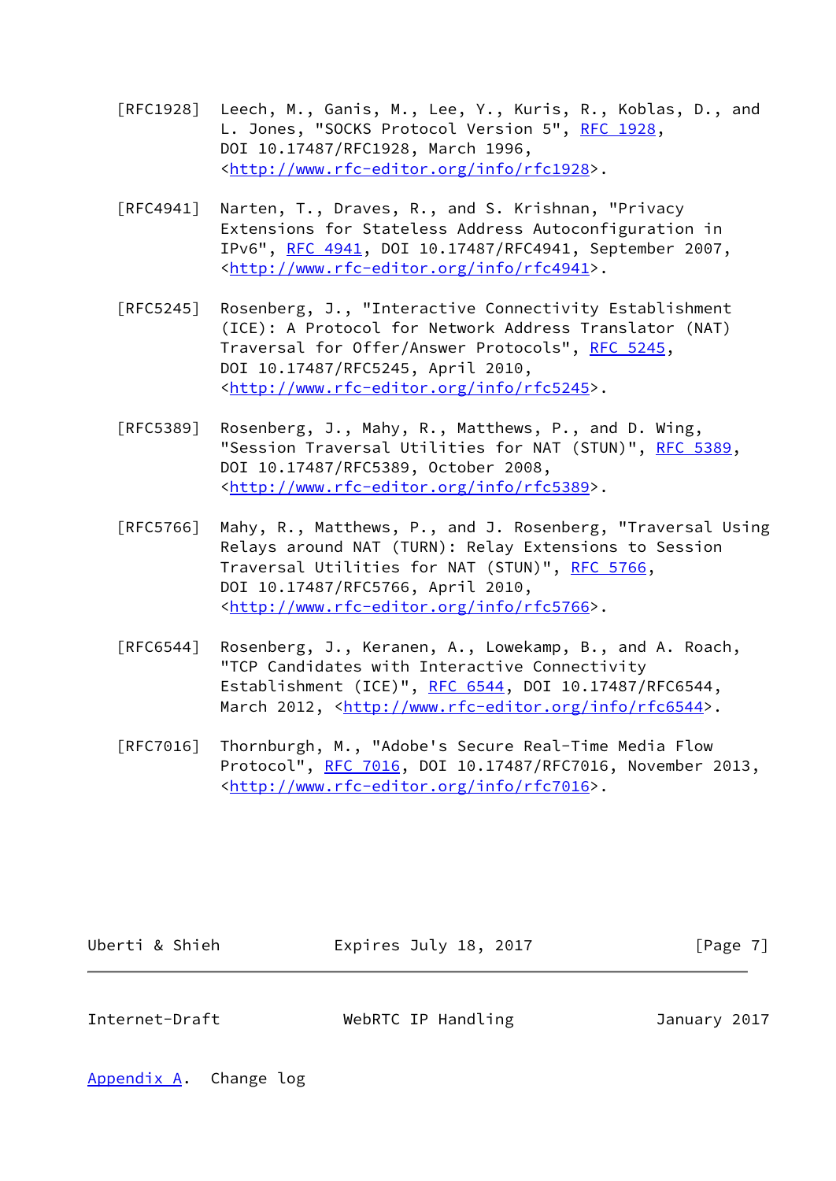[RFC1928] Leech, M., Ganis, M., Lee, Y., Kuris, R., Koblas, D., and L. Jones, "SOCKS Protocol Version 5", RFC 1928, DOI 10.17487/RFC1928, March 1996, <http://www.rfc-editor.org/info/rfc1928>.

[RFC4941] Narten, T., Draves, R., and S. Krishnan, "Privacy Extensions for Stateless Address Autoconfiguration in IPv6", RFC 4941, DOI 10.17487/RFC4941, September 2007, <http://www.rfc-editor.org/info/rfc4941>.

[RFC5245] Rosenberg, J., "Interactive Connectivity Establishment (ICE): A Protocol for Network Address Translator (NAT) Traversal for Offer/Answer Protocols", RFC 5245, DOI 10.17487/RFC5245, April 2010, <http://www.rfc-editor.org/info/rfc5245>.

[RFC5389] Rosenberg, J., Mahy, R., Matthews, P., and D. Wing, "Session Traversal Utilities for NAT (STUN)", RFC 5389, DOI 10.17487/RFC5389, October 2008, <http://www.rfc-editor.org/info/rfc5389>.

[RFC5766] Mahy, R., Matthews, P., and J. Rosenberg, "Traversal Using Relays around NAT (TURN): Relay Extensions to Session Traversal Utilities for NAT (STUN)", RFC 5766, DOI 10.17487/RFC5766, April 2010, <http://www.rfc-editor.org/info/rfc5766>.

[RFC6544] Rosenberg, J., Keranen, A., Lowekamp, B., and A. Roach, "TCP Candidates with Interactive Connectivity Establishment (ICE)", RFC 6544, DOI 10.17487/RFC6544, March 2012, <http://www.rfc-editor.org/info/rfc6544>.

[RFC7016] Thornburgh, M., "Adobe's Secure Real-Time Media Flow Protocol", RFC 7016, DOI 10.17487/RFC7016, November 2013, <http://www.rfc-editor.org/info/rfc7016>.

## Appendix A. Change log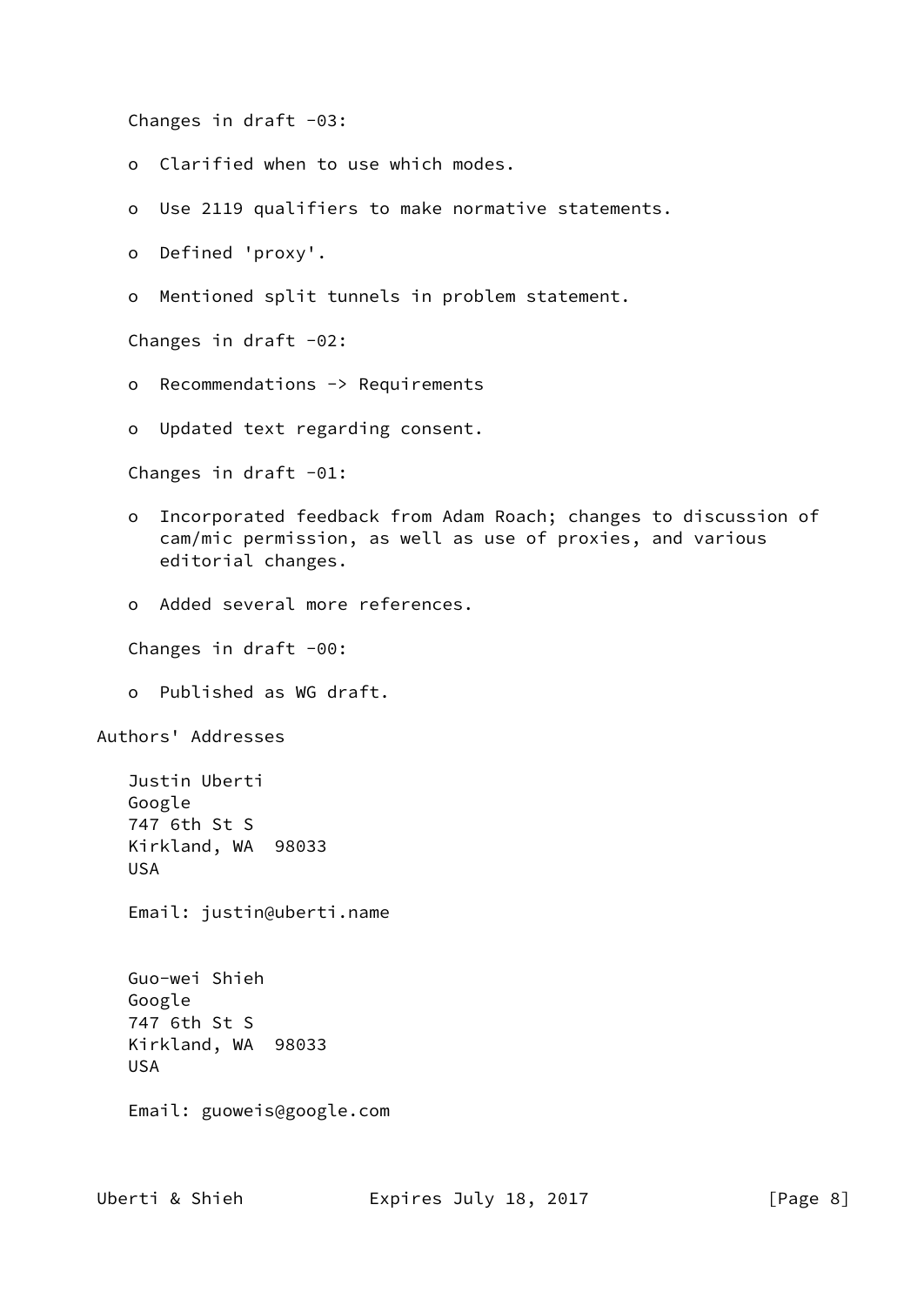Changes in draft -03:

- Clarified when to use which modes.
- Use 2119 qualifiers to make normative statements.
- Defined 'proxy'.
- Mentioned split tunnels in problem statement.

Changes in draft -02:

- Recommendations -> Requirements
- Updated text regarding consent.

Changes in draft -01:

- Incorporated feedback from Adam Roach; changes to discussion of cam/mic permission, as well as use of proxies, and various editorial changes.
- Added several more references.

Changes in draft -00:

- Published as WG draft.

## Authors' Addresses

Justin Uberti
Google
747 6th St S
Kirkland, WA 98033
USA

Email: justin@uberti.name

Guo-wei Shieh
Google
747 6th St S
Kirkland, WA 98033
USA

Email: guoweis@google.com